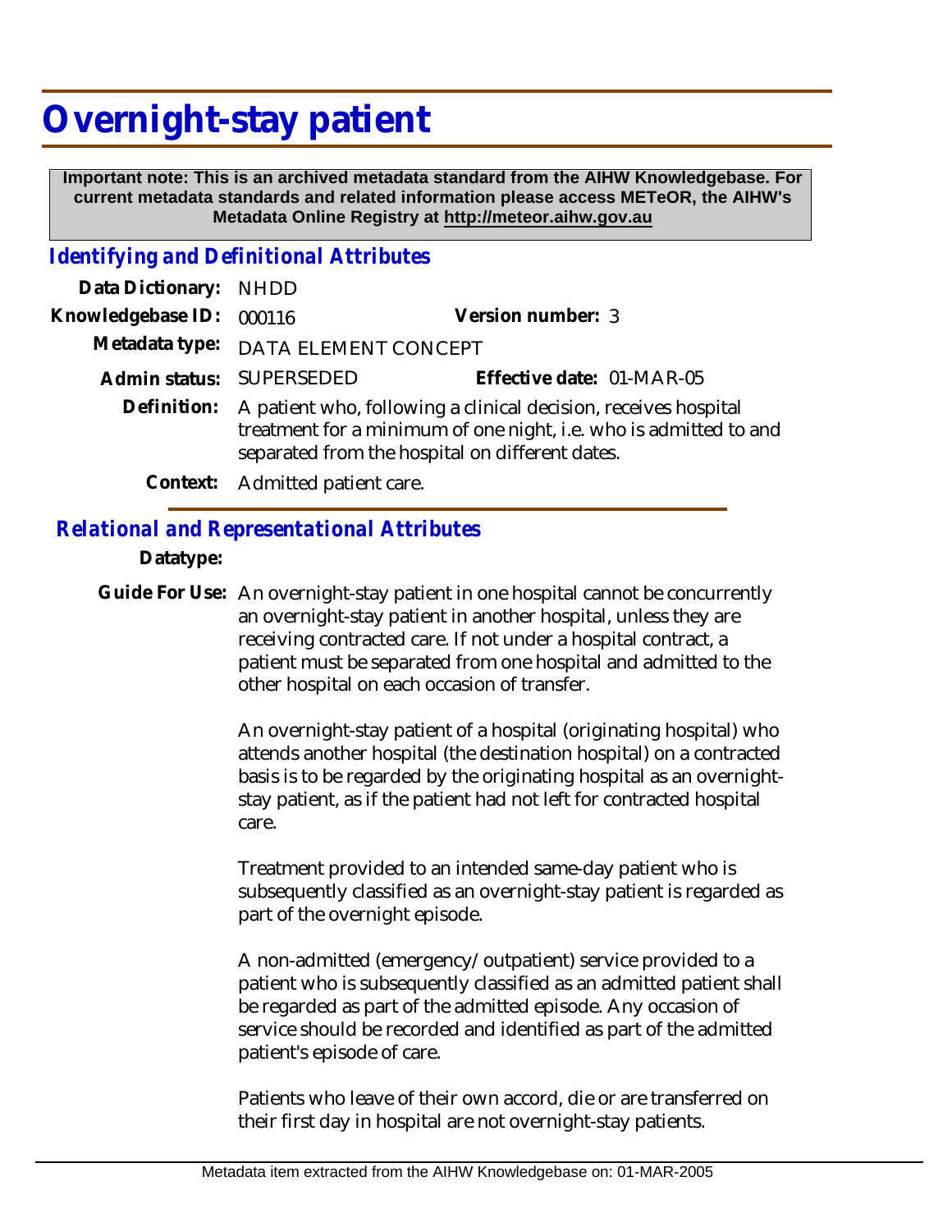# Overnight-stay patient

**Important note: This is an archived metadata standard from the AIHW Knowledgebase. For current metadata standards and related information please access METeOR, the AIHW's Metadata Online Registry at http://meteor.aihw.gov.au**

## *Identifying and Definitional Attributes*

**Data Dictionary:** NHDD

**Knowledgebase ID:** 000116 **Version number:** 3

**Metadata type:** DATA ELEMENT CONCEPT

**Admin status:** SUPERSEDED **Effective date:** 01-MAR-05

**Definition:** A patient who, following a clinical decision, receives hospital treatment for a minimum of one night, i.e. who is admitted to and separated from the hospital on different dates.

**Context:** Admitted patient care.

## *Relational and Representational Attributes*

**Datatype:**

**Guide For Use:** An overnight-stay patient in one hospital cannot be concurrently an overnight-stay patient in another hospital, unless they are receiving contracted care. If not under a hospital contract, a patient must be separated from one hospital and admitted to the other hospital on each occasion of transfer.

An overnight-stay patient of a hospital (originating hospital) who attends another hospital (the destination hospital) on a contracted basis is to be regarded by the originating hospital as an overnight-stay patient, as if the patient had not left for contracted hospital care.

Treatment provided to an intended same-day patient who is subsequently classified as an overnight-stay patient is regarded as part of the overnight episode.

A non-admitted (emergency/outpatient) service provided to a patient who is subsequently classified as an admitted patient shall be regarded as part of the admitted episode. Any occasion of service should be recorded and identified as part of the admitted patient's episode of care.

Patients who leave of their own accord, die or are transferred on their first day in hospital are not overnight-stay patients.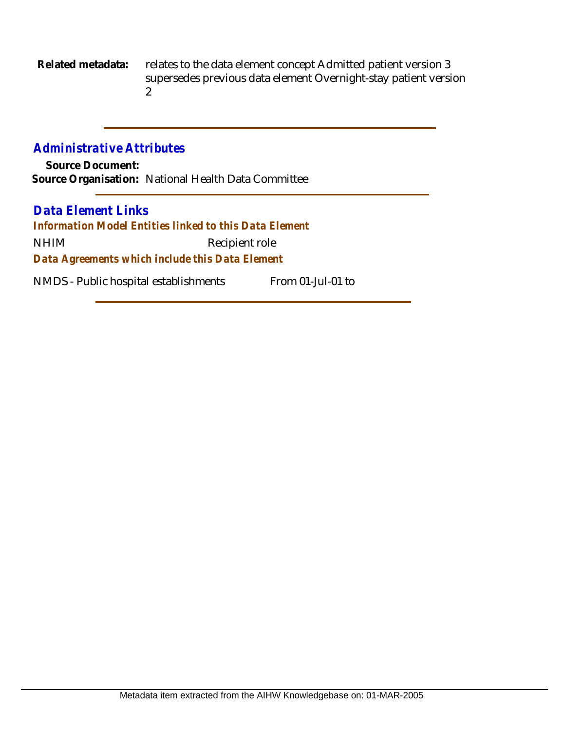**Related metadata:** relates to the data element concept Admitted patient version 3
supersedes previous data element Overnight-stay patient version 2

## Administrative Attributes

**Source Document:**

**Source Organisation:** National Health Data Committee

## Data Element Links

### *Information Model Entities linked to this Data Element*

| | |
|---|---|
| NHIM | Recipient role |

### *Data Agreements which include this Data Element*

| | |
|---|---|
| NMDS - Public hospital establishments | From 01-Jul-01 to |

Metadata item extracted from the AIHW Knowledgebase on: 01-MAR-2005